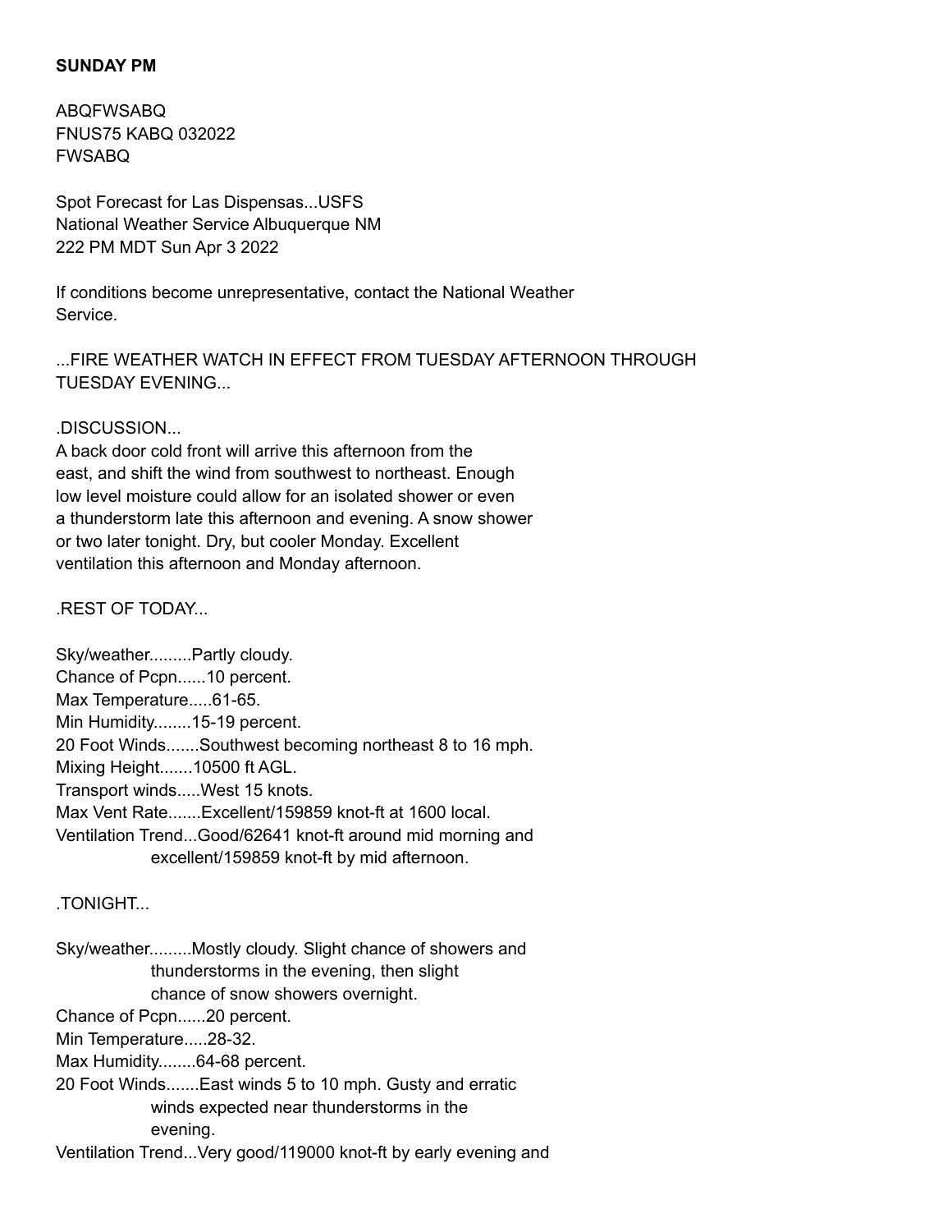**SUNDAY PM**

ABQFWSABQ
FNUS75 KABQ 032022
FWSABQ

Spot Forecast for Las Dispensas...USFS
National Weather Service Albuquerque NM
222 PM MDT Sun Apr 3 2022

If conditions become unrepresentative, contact the National Weather Service.

...FIRE WEATHER WATCH IN EFFECT FROM TUESDAY AFTERNOON THROUGH TUESDAY EVENING...

.DISCUSSION...
A back door cold front will arrive this afternoon from the east, and shift the wind from southwest to northeast. Enough low level moisture could allow for an isolated shower or even a thunderstorm late this afternoon and evening. A snow shower or two later tonight. Dry, but cooler Monday. Excellent ventilation this afternoon and Monday afternoon.

.REST OF TODAY...

Sky/weather.........Partly cloudy.
Chance of Pcpn......10 percent.
Max Temperature.....61-65.
Min Humidity........15-19 percent.
20 Foot Winds.......Southwest becoming northeast 8 to 16 mph.
Mixing Height.......10500 ft AGL.
Transport winds.....West 15 knots.
Max Vent Rate.......Excellent/159859 knot-ft at 1600 local.
Ventilation Trend...Good/62641 knot-ft around mid morning and
excellent/159859 knot-ft by mid afternoon.

.TONIGHT...

Sky/weather.........Mostly cloudy. Slight chance of showers and
thunderstorms in the evening, then slight
chance of snow showers overnight.
Chance of Pcpn......20 percent.
Min Temperature.....28-32.
Max Humidity........64-68 percent.
20 Foot Winds.......East winds 5 to 10 mph. Gusty and erratic
winds expected near thunderstorms in the
evening.
Ventilation Trend...Very good/119000 knot-ft by early evening and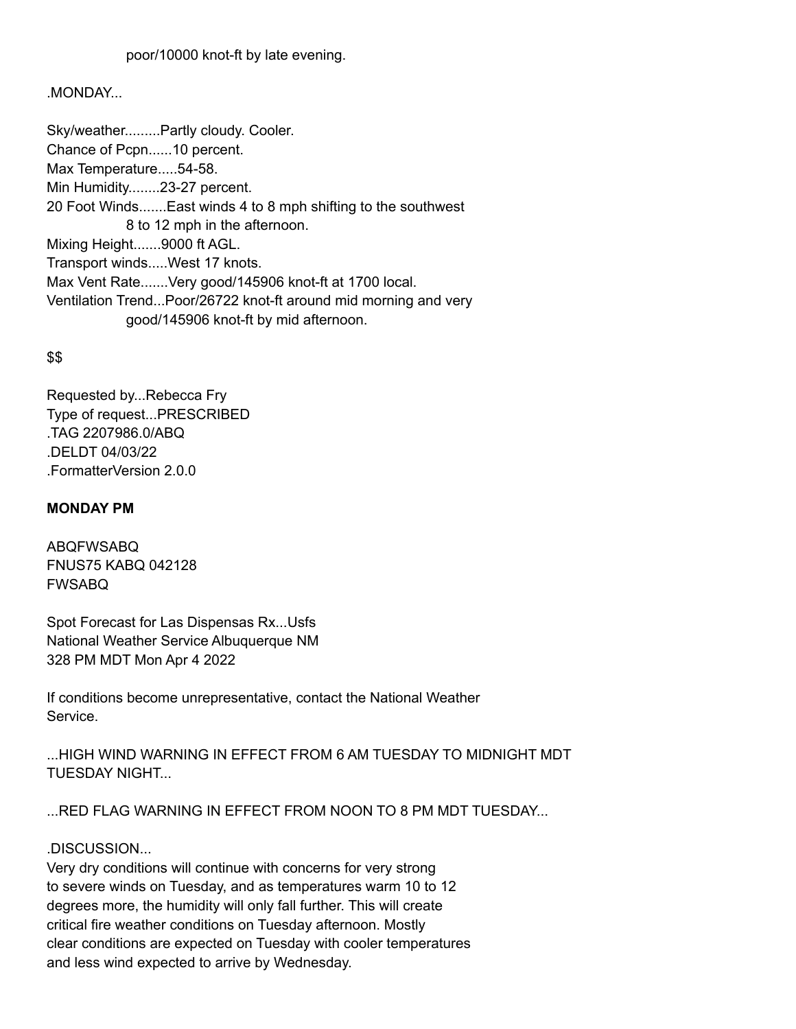poor/10000 knot-ft by late evening.

.MONDAY...

Sky/weather.........Partly cloudy. Cooler.
Chance of Pcpn......10 percent.
Max Temperature.....54-58.
Min Humidity........23-27 percent.
20 Foot Winds.......East winds 4 to 8 mph shifting to the southwest
8 to 12 mph in the afternoon.
Mixing Height.......9000 ft AGL.
Transport winds.....West 17 knots.
Max Vent Rate.......Very good/145906 knot-ft at 1700 local.
Ventilation Trend...Poor/26722 knot-ft around mid morning and very
good/145906 knot-ft by mid afternoon.

$$

Requested by...Rebecca Fry
Type of request...PRESCRIBED
.TAG 2207986.0/ABQ
.DELDT 04/03/22
.FormatterVersion 2.0.0

**MONDAY PM**

ABQFWSABQ
FNUS75 KABQ 042128
FWSABQ

Spot Forecast for Las Dispensas Rx...Usfs
National Weather Service Albuquerque NM
328 PM MDT Mon Apr 4 2022

If conditions become unrepresentative, contact the National Weather Service.

...HIGH WIND WARNING IN EFFECT FROM 6 AM TUESDAY TO MIDNIGHT MDT TUESDAY NIGHT...

...RED FLAG WARNING IN EFFECT FROM NOON TO 8 PM MDT TUESDAY...

.DISCUSSION...
Very dry conditions will continue with concerns for very strong to severe winds on Tuesday, and as temperatures warm 10 to 12 degrees more, the humidity will only fall further. This will create critical fire weather conditions on Tuesday afternoon. Mostly clear conditions are expected on Tuesday with cooler temperatures and less wind expected to arrive by Wednesday.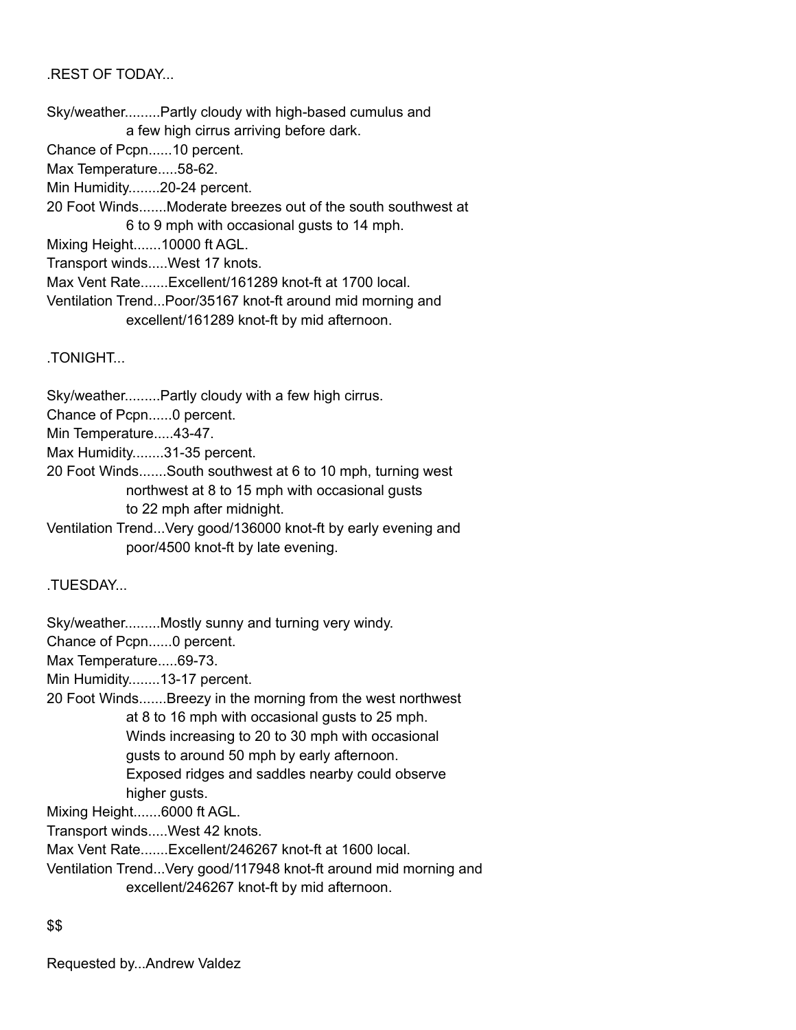.REST OF TODAY...

Sky/weather.........Partly cloudy with high-based cumulus and
a few high cirrus arriving before dark.
Chance of Pcpn......10 percent.
Max Temperature.....58-62.
Min Humidity........20-24 percent.
20 Foot Winds.......Moderate breezes out of the south southwest at
6 to 9 mph with occasional gusts to 14 mph.
Mixing Height.......10000 ft AGL.
Transport winds.....West 17 knots.
Max Vent Rate.......Excellent/161289 knot-ft at 1700 local.
Ventilation Trend...Poor/35167 knot-ft around mid morning and
excellent/161289 knot-ft by mid afternoon.

.TONIGHT...

Sky/weather.........Partly cloudy with a few high cirrus.
Chance of Pcpn......0 percent.
Min Temperature.....43-47.
Max Humidity........31-35 percent.
20 Foot Winds.......South southwest at 6 to 10 mph, turning west
northwest at 8 to 15 mph with occasional gusts
to 22 mph after midnight.
Ventilation Trend...Very good/136000 knot-ft by early evening and
poor/4500 knot-ft by late evening.

.TUESDAY...

Sky/weather.........Mostly sunny and turning very windy.
Chance of Pcpn......0 percent.
Max Temperature.....69-73.
Min Humidity........13-17 percent.
20 Foot Winds.......Breezy in the morning from the west northwest
at 8 to 16 mph with occasional gusts to 25 mph.
Winds increasing to 20 to 30 mph with occasional
gusts to around 50 mph by early afternoon.
Exposed ridges and saddles nearby could observe
higher gusts.
Mixing Height.......6000 ft AGL.
Transport winds.....West 42 knots.
Max Vent Rate.......Excellent/246267 knot-ft at 1600 local.
Ventilation Trend...Very good/117948 knot-ft around mid morning and
excellent/246267 knot-ft by mid afternoon.

$$

Requested by...Andrew Valdez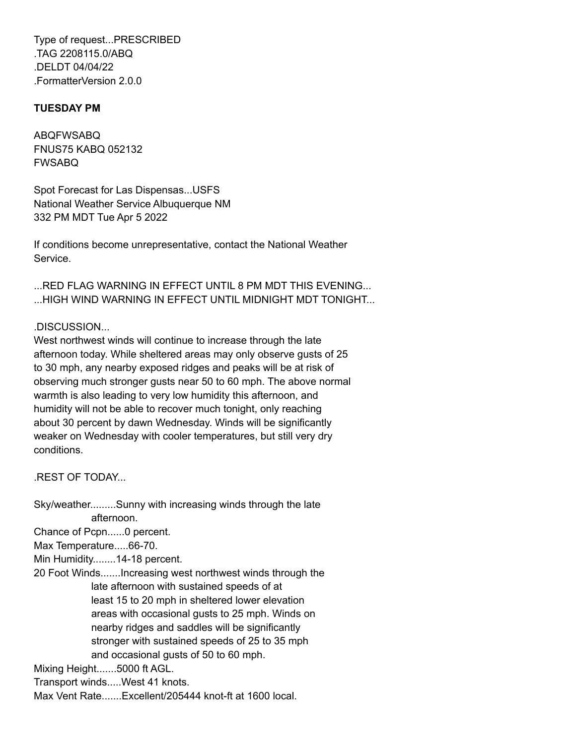Type of request...PRESCRIBED
.TAG 2208115.0/ABQ
.DELDT 04/04/22
.FormatterVersion 2.0.0

**TUESDAY PM**

ABQFWSABQ
FNUS75 KABQ 052132
FWSABQ

Spot Forecast for Las Dispensas...USFS
National Weather Service Albuquerque NM
332 PM MDT Tue Apr 5 2022

If conditions become unrepresentative, contact the National Weather Service.

...RED FLAG WARNING IN EFFECT UNTIL 8 PM MDT THIS EVENING...
...HIGH WIND WARNING IN EFFECT UNTIL MIDNIGHT MDT TONIGHT...

.DISCUSSION...
West northwest winds will continue to increase through the late afternoon today. While sheltered areas may only observe gusts of 25 to 30 mph, any nearby exposed ridges and peaks will be at risk of observing much stronger gusts near 50 to 60 mph. The above normal warmth is also leading to very low humidity this afternoon, and humidity will not be able to recover much tonight, only reaching about 30 percent by dawn Wednesday. Winds will be significantly weaker on Wednesday with cooler temperatures, but still very dry conditions.

.REST OF TODAY...

Sky/weather.........Sunny with increasing winds through the late afternoon.
Chance of Pcpn......0 percent.
Max Temperature.....66-70.
Min Humidity........14-18 percent.
20 Foot Winds.......Increasing west northwest winds through the late afternoon with sustained speeds of at least 15 to 20 mph in sheltered lower elevation areas with occasional gusts to 25 mph. Winds on nearby ridges and saddles will be significantly stronger with sustained speeds of 25 to 35 mph and occasional gusts of 50 to 60 mph.
Mixing Height.......5000 ft AGL.
Transport winds.....West 41 knots.
Max Vent Rate.......Excellent/205444 knot-ft at 1600 local.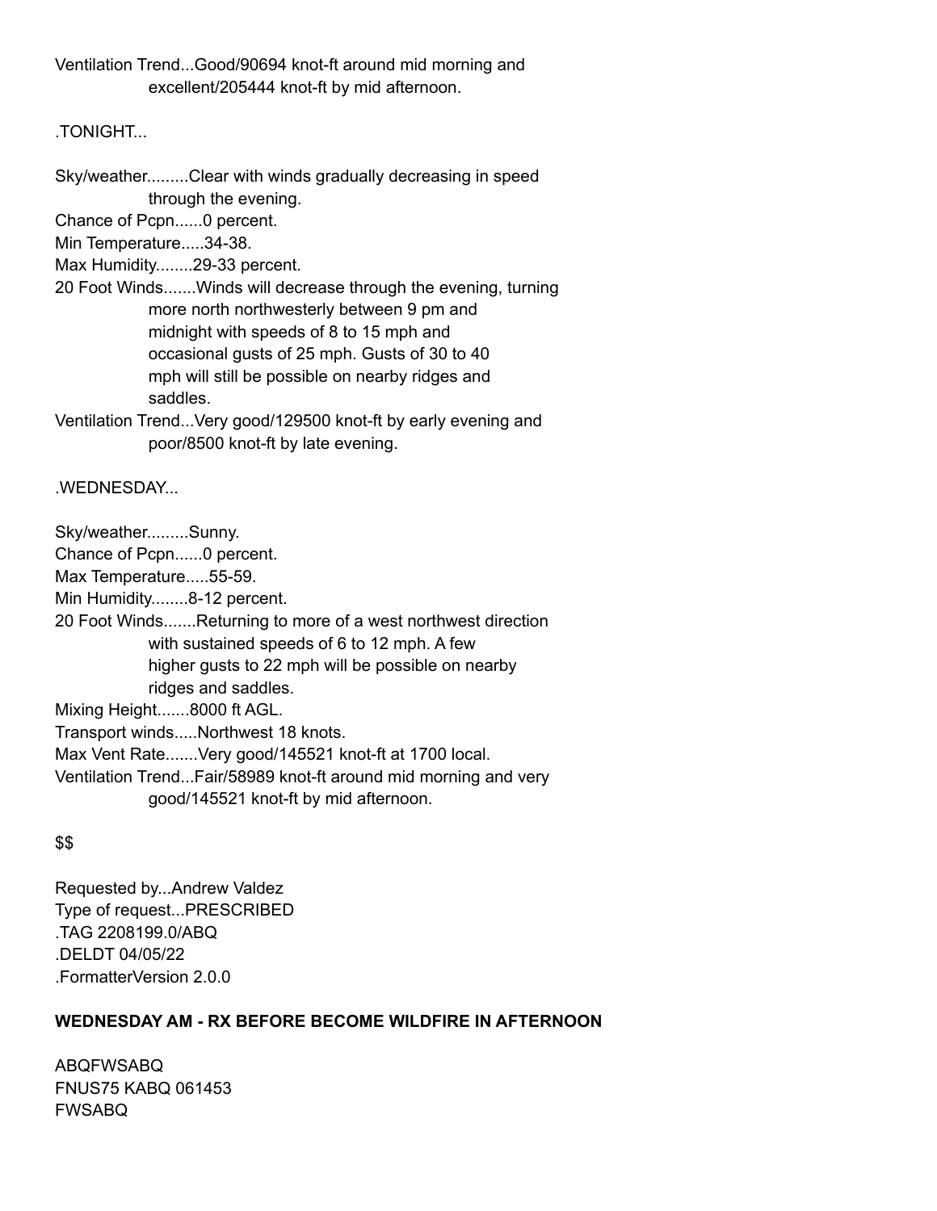Ventilation Trend...Good/90694 knot-ft around mid morning and
excellent/205444 knot-ft by mid afternoon.

.TONIGHT...

Sky/weather.........Clear with winds gradually decreasing in speed
through the evening.
Chance of Pcpn......0 percent.
Min Temperature.....34-38.
Max Humidity........29-33 percent.
20 Foot Winds.......Winds will decrease through the evening, turning
more north northwesterly between 9 pm and
midnight with speeds of 8 to 15 mph and
occasional gusts of 25 mph. Gusts of 30 to 40
mph will still be possible on nearby ridges and
saddles.
Ventilation Trend...Very good/129500 knot-ft by early evening and
poor/8500 knot-ft by late evening.

.WEDNESDAY...

Sky/weather.........Sunny.
Chance of Pcpn......0 percent.
Max Temperature.....55-59.
Min Humidity........8-12 percent.
20 Foot Winds.......Returning to more of a west northwest direction
with sustained speeds of 6 to 12 mph. A few
higher gusts to 22 mph will be possible on nearby
ridges and saddles.
Mixing Height.......8000 ft AGL.
Transport winds.....Northwest 18 knots.
Max Vent Rate.......Very good/145521 knot-ft at 1700 local.
Ventilation Trend...Fair/58989 knot-ft around mid morning and very
good/145521 knot-ft by mid afternoon.

$$

Requested by...Andrew Valdez
Type of request...PRESCRIBED
.TAG 2208199.0/ABQ
.DELDT 04/05/22
.FormatterVersion 2.0.0

**WEDNESDAY AM - RX BEFORE BECOME WILDFIRE IN AFTERNOON**

ABQFWSABQ
FNUS75 KABQ 061453
FWSABQ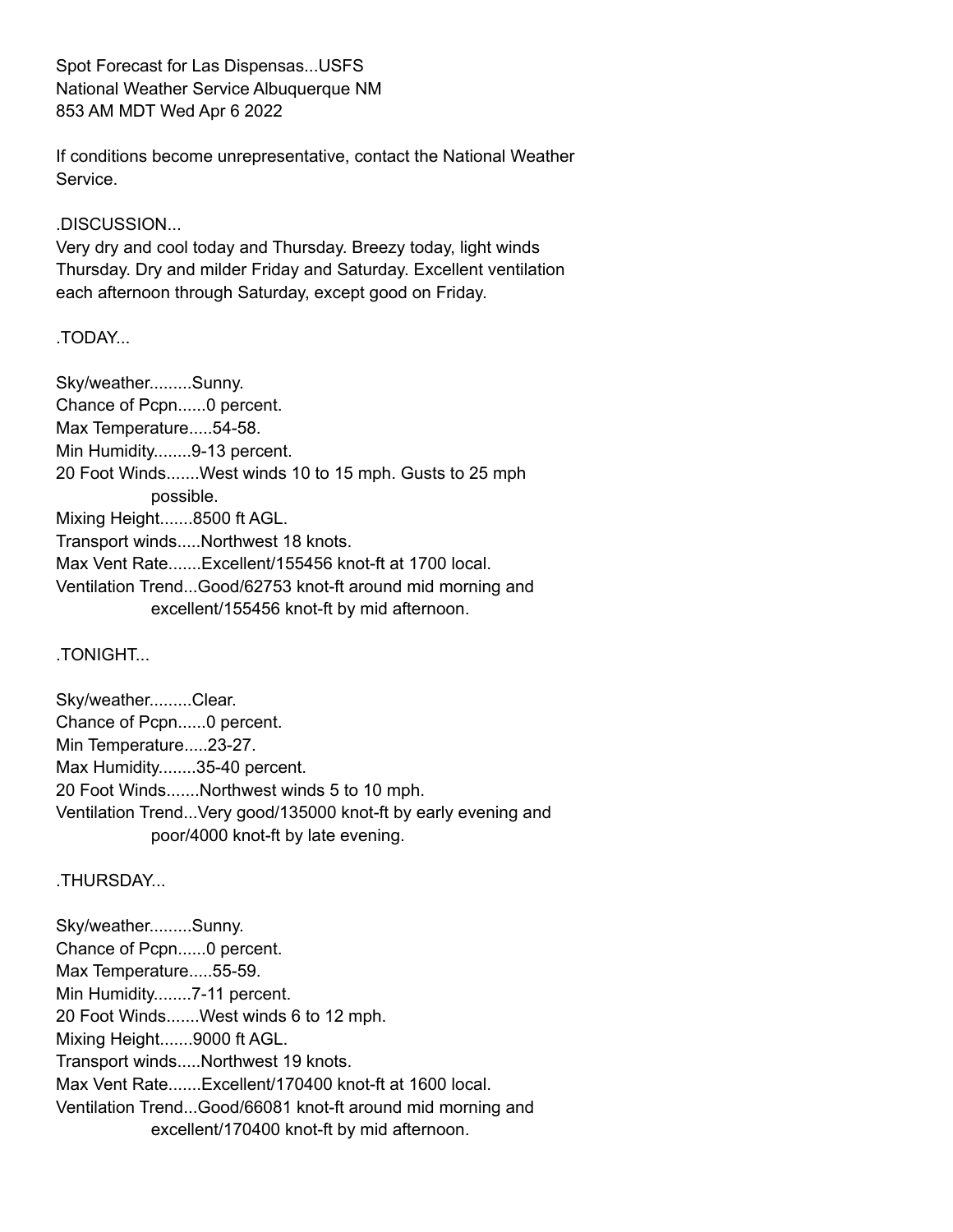Spot Forecast for Las Dispensas...USFS
National Weather Service Albuquerque NM
853 AM MDT Wed Apr 6 2022

If conditions become unrepresentative, contact the National Weather Service.

.DISCUSSION...
Very dry and cool today and Thursday. Breezy today, light winds Thursday. Dry and milder Friday and Saturday. Excellent ventilation each afternoon through Saturday, except good on Friday.

.TODAY...

Sky/weather.........Sunny.
Chance of Pcpn......0 percent.
Max Temperature.....54-58.
Min Humidity........9-13 percent.
20 Foot Winds.......West winds 10 to 15 mph. Gusts to 25 mph possible.
Mixing Height.......8500 ft AGL.
Transport winds.....Northwest 18 knots.
Max Vent Rate.......Excellent/155456 knot-ft at 1700 local.
Ventilation Trend...Good/62753 knot-ft around mid morning and excellent/155456 knot-ft by mid afternoon.

.TONIGHT...

Sky/weather.........Clear.
Chance of Pcpn......0 percent.
Min Temperature.....23-27.
Max Humidity........35-40 percent.
20 Foot Winds.......Northwest winds 5 to 10 mph.
Ventilation Trend...Very good/135000 knot-ft by early evening and poor/4000 knot-ft by late evening.

.THURSDAY...

Sky/weather.........Sunny.
Chance of Pcpn......0 percent.
Max Temperature.....55-59.
Min Humidity........7-11 percent.
20 Foot Winds.......West winds 6 to 12 mph.
Mixing Height.......9000 ft AGL.
Transport winds.....Northwest 19 knots.
Max Vent Rate.......Excellent/170400 knot-ft at 1600 local.
Ventilation Trend...Good/66081 knot-ft around mid morning and excellent/170400 knot-ft by mid afternoon.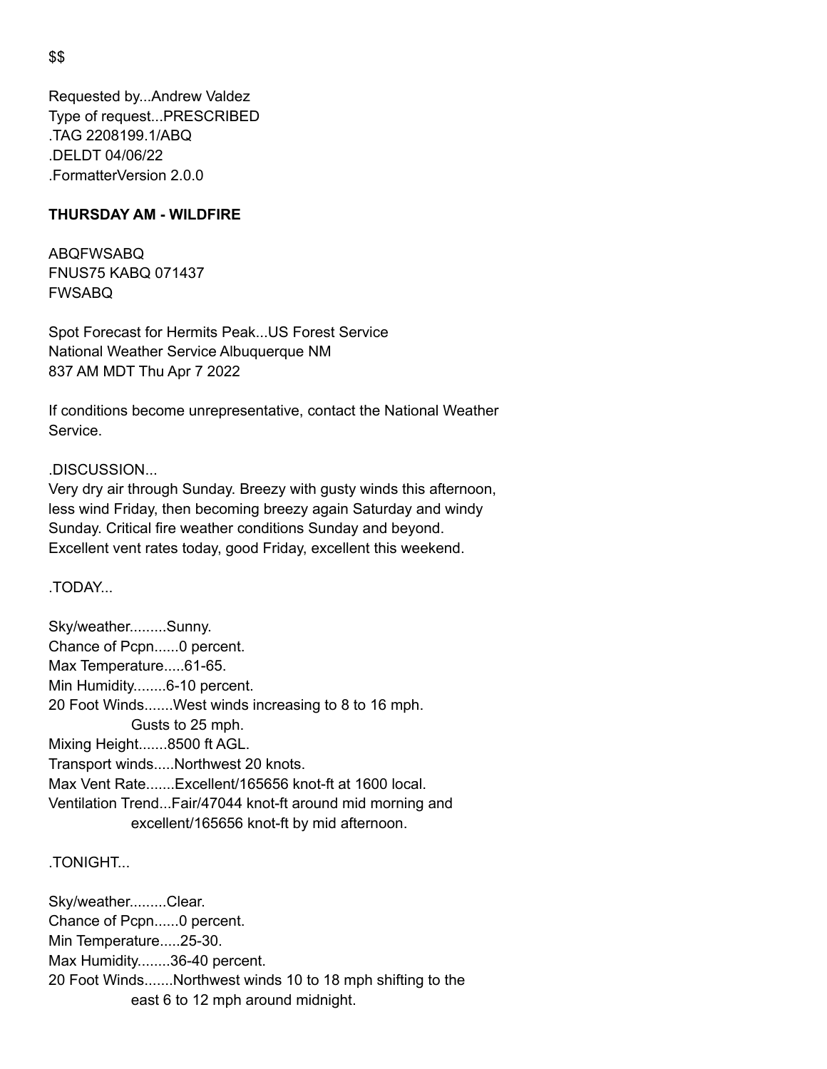$$

Requested by...Andrew Valdez
Type of request...PRESCRIBED
.TAG 2208199.1/ABQ
.DELDT 04/06/22
.FormatterVersion 2.0.0

**THURSDAY AM - WILDFIRE**

ABQFWSABQ
FNUS75 KABQ 071437
FWSABQ

Spot Forecast for Hermits Peak...US Forest Service
National Weather Service Albuquerque NM
837 AM MDT Thu Apr 7 2022

If conditions become unrepresentative, contact the National Weather Service.

.DISCUSSION...
Very dry air through Sunday. Breezy with gusty winds this afternoon, less wind Friday, then becoming breezy again Saturday and windy Sunday. Critical fire weather conditions Sunday and beyond. Excellent vent rates today, good Friday, excellent this weekend.

.TODAY...

Sky/weather.........Sunny.
Chance of Pcpn......0 percent.
Max Temperature.....61-65.
Min Humidity........6-10 percent.
20 Foot Winds.......West winds increasing to 8 to 16 mph.
Gusts to 25 mph.
Mixing Height.......8500 ft AGL.
Transport winds.....Northwest 20 knots.
Max Vent Rate.......Excellent/165656 knot-ft at 1600 local.
Ventilation Trend...Fair/47044 knot-ft around mid morning and
excellent/165656 knot-ft by mid afternoon.

.TONIGHT...

Sky/weather.........Clear.
Chance of Pcpn......0 percent.
Min Temperature.....25-30.
Max Humidity........36-40 percent.
20 Foot Winds.......Northwest winds 10 to 18 mph shifting to the
east 6 to 12 mph around midnight.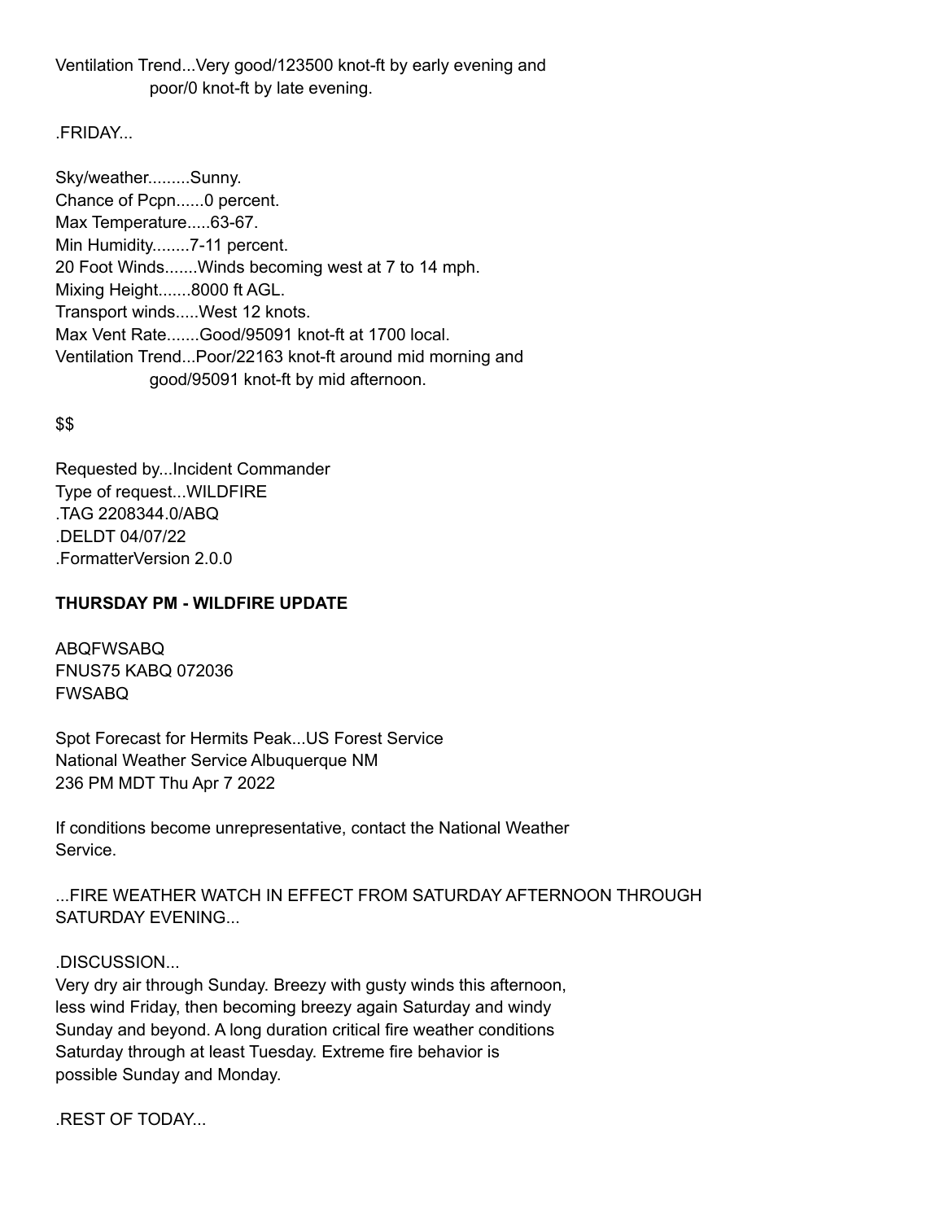Ventilation Trend...Very good/123500 knot-ft by early evening and
poor/0 knot-ft by late evening.

.FRIDAY...

Sky/weather.........Sunny.
Chance of Pcpn......0 percent.
Max Temperature.....63-67.
Min Humidity........7-11 percent.
20 Foot Winds.......Winds becoming west at 7 to 14 mph.
Mixing Height.......8000 ft AGL.
Transport winds.....West 12 knots.
Max Vent Rate.......Good/95091 knot-ft at 1700 local.
Ventilation Trend...Poor/22163 knot-ft around mid morning and
good/95091 knot-ft by mid afternoon.

$$

Requested by...Incident Commander
Type of request...WILDFIRE
.TAG 2208344.0/ABQ
.DELDT 04/07/22
.FormatterVersion 2.0.0

**THURSDAY PM - WILDFIRE UPDATE**

ABQFWSABQ
FNUS75 KABQ 072036
FWSABQ

Spot Forecast for Hermits Peak...US Forest Service
National Weather Service Albuquerque NM
236 PM MDT Thu Apr 7 2022

If conditions become unrepresentative, contact the National Weather
Service.

...FIRE WEATHER WATCH IN EFFECT FROM SATURDAY AFTERNOON THROUGH
SATURDAY EVENING...

.DISCUSSION...
Very dry air through Sunday. Breezy with gusty winds this afternoon,
less wind Friday, then becoming breezy again Saturday and windy
Sunday and beyond. A long duration critical fire weather conditions
Saturday through at least Tuesday. Extreme fire behavior is
possible Sunday and Monday.

.REST OF TODAY...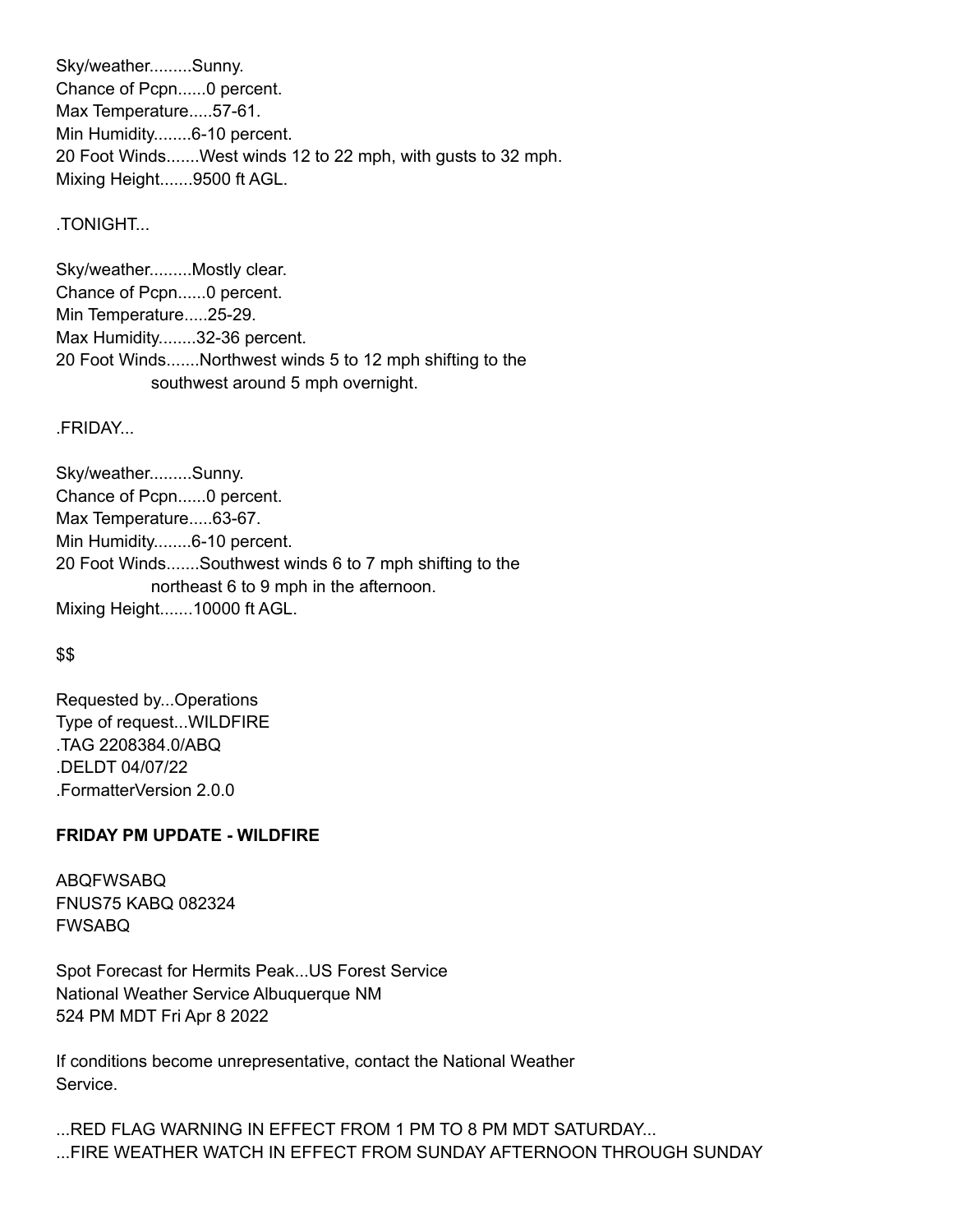Sky/weather.........Sunny.
Chance of Pcpn......0 percent.
Max Temperature.....57-61.
Min Humidity........6-10 percent.
20 Foot Winds.......West winds 12 to 22 mph, with gusts to 32 mph.
Mixing Height.......9500 ft AGL.

.TONIGHT...

Sky/weather.........Mostly clear.
Chance of Pcpn......0 percent.
Min Temperature.....25-29.
Max Humidity........32-36 percent.
20 Foot Winds.......Northwest winds 5 to 12 mph shifting to the
southwest around 5 mph overnight.

.FRIDAY...

Sky/weather.........Sunny.
Chance of Pcpn......0 percent.
Max Temperature.....63-67.
Min Humidity........6-10 percent.
20 Foot Winds.......Southwest winds 6 to 7 mph shifting to the
northeast 6 to 9 mph in the afternoon.
Mixing Height.......10000 ft AGL.

$$

Requested by...Operations
Type of request...WILDFIRE
.TAG 2208384.0/ABQ
.DELDT 04/07/22
.FormatterVersion 2.0.0

**FRIDAY PM UPDATE - WILDFIRE**

ABQFWSABQ
FNUS75 KABQ 082324
FWSABQ

Spot Forecast for Hermits Peak...US Forest Service
National Weather Service Albuquerque NM
524 PM MDT Fri Apr 8 2022

If conditions become unrepresentative, contact the National Weather
Service.

...RED FLAG WARNING IN EFFECT FROM 1 PM TO 8 PM MDT SATURDAY...
...FIRE WEATHER WATCH IN EFFECT FROM SUNDAY AFTERNOON THROUGH SUNDAY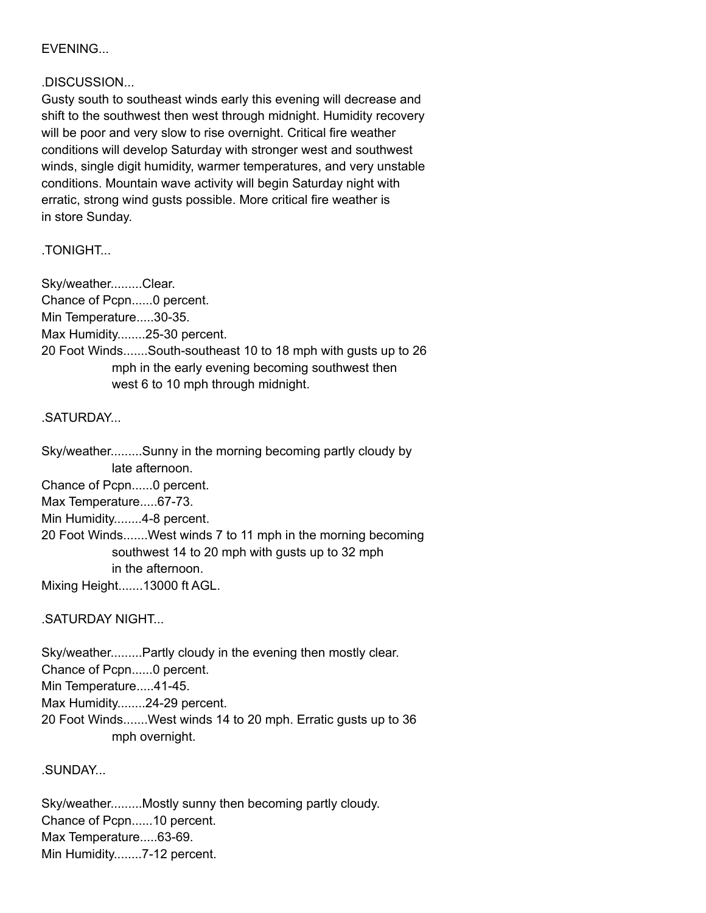EVENING...

.DISCUSSION...
Gusty south to southeast winds early this evening will decrease and shift to the southwest then west through midnight. Humidity recovery will be poor and very slow to rise overnight. Critical fire weather conditions will develop Saturday with stronger west and southwest winds, single digit humidity, warmer temperatures, and very unstable conditions. Mountain wave activity will begin Saturday night with erratic, strong wind gusts possible. More critical fire weather is in store Sunday.

.TONIGHT...

Sky/weather.........Clear.
Chance of Pcpn......0 percent.
Min Temperature.....30-35.
Max Humidity........25-30 percent.
20 Foot Winds.......South-southeast 10 to 18 mph with gusts up to 26 mph in the early evening becoming southwest then west 6 to 10 mph through midnight.

.SATURDAY...

Sky/weather.........Sunny in the morning becoming partly cloudy by late afternoon.
Chance of Pcpn......0 percent.
Max Temperature.....67-73.
Min Humidity........4-8 percent.
20 Foot Winds.......West winds 7 to 11 mph in the morning becoming southwest 14 to 20 mph with gusts up to 32 mph in the afternoon.
Mixing Height.......13000 ft AGL.

.SATURDAY NIGHT...

Sky/weather.........Partly cloudy in the evening then mostly clear.
Chance of Pcpn......0 percent.
Min Temperature.....41-45.
Max Humidity........24-29 percent.
20 Foot Winds.......West winds 14 to 20 mph. Erratic gusts up to 36 mph overnight.

.SUNDAY...

Sky/weather.........Mostly sunny then becoming partly cloudy.
Chance of Pcpn......10 percent.
Max Temperature.....63-69.
Min Humidity........7-12 percent.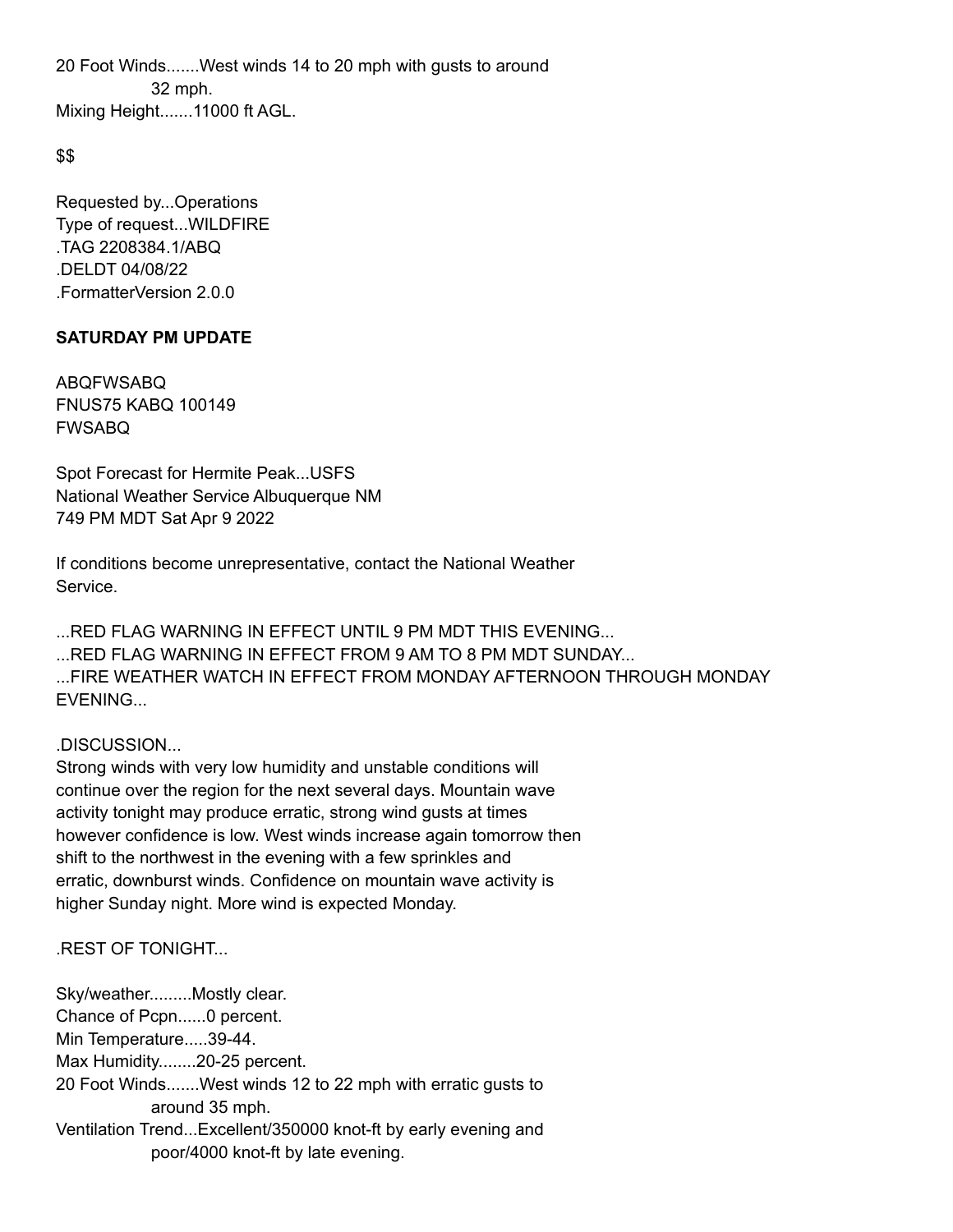20 Foot Winds.......West winds 14 to 20 mph with gusts to around
32 mph.
Mixing Height.......11000 ft AGL.

$$

Requested by...Operations
Type of request...WILDFIRE
.TAG 2208384.1/ABQ
.DELDT 04/08/22
.FormatterVersion 2.0.0

**SATURDAY PM UPDATE**

ABQFWSABQ
FNUS75 KABQ 100149
FWSABQ

Spot Forecast for Hermite Peak...USFS
National Weather Service Albuquerque NM
749 PM MDT Sat Apr 9 2022

If conditions become unrepresentative, contact the National Weather
Service.

...RED FLAG WARNING IN EFFECT UNTIL 9 PM MDT THIS EVENING...
...RED FLAG WARNING IN EFFECT FROM 9 AM TO 8 PM MDT SUNDAY...
...FIRE WEATHER WATCH IN EFFECT FROM MONDAY AFTERNOON THROUGH MONDAY
EVENING...

.DISCUSSION...
Strong winds with very low humidity and unstable conditions will
continue over the region for the next several days. Mountain wave
activity tonight may produce erratic, strong wind gusts at times
however confidence is low. West winds increase again tomorrow then
shift to the northwest in the evening with a few sprinkles and
erratic, downburst winds. Confidence on mountain wave activity is
higher Sunday night. More wind is expected Monday.

.REST OF TONIGHT...

Sky/weather.........Mostly clear.
Chance of Pcpn......0 percent.
Min Temperature.....39-44.
Max Humidity........20-25 percent.
20 Foot Winds.......West winds 12 to 22 mph with erratic gusts to
around 35 mph.
Ventilation Trend...Excellent/350000 knot-ft by early evening and
poor/4000 knot-ft by late evening.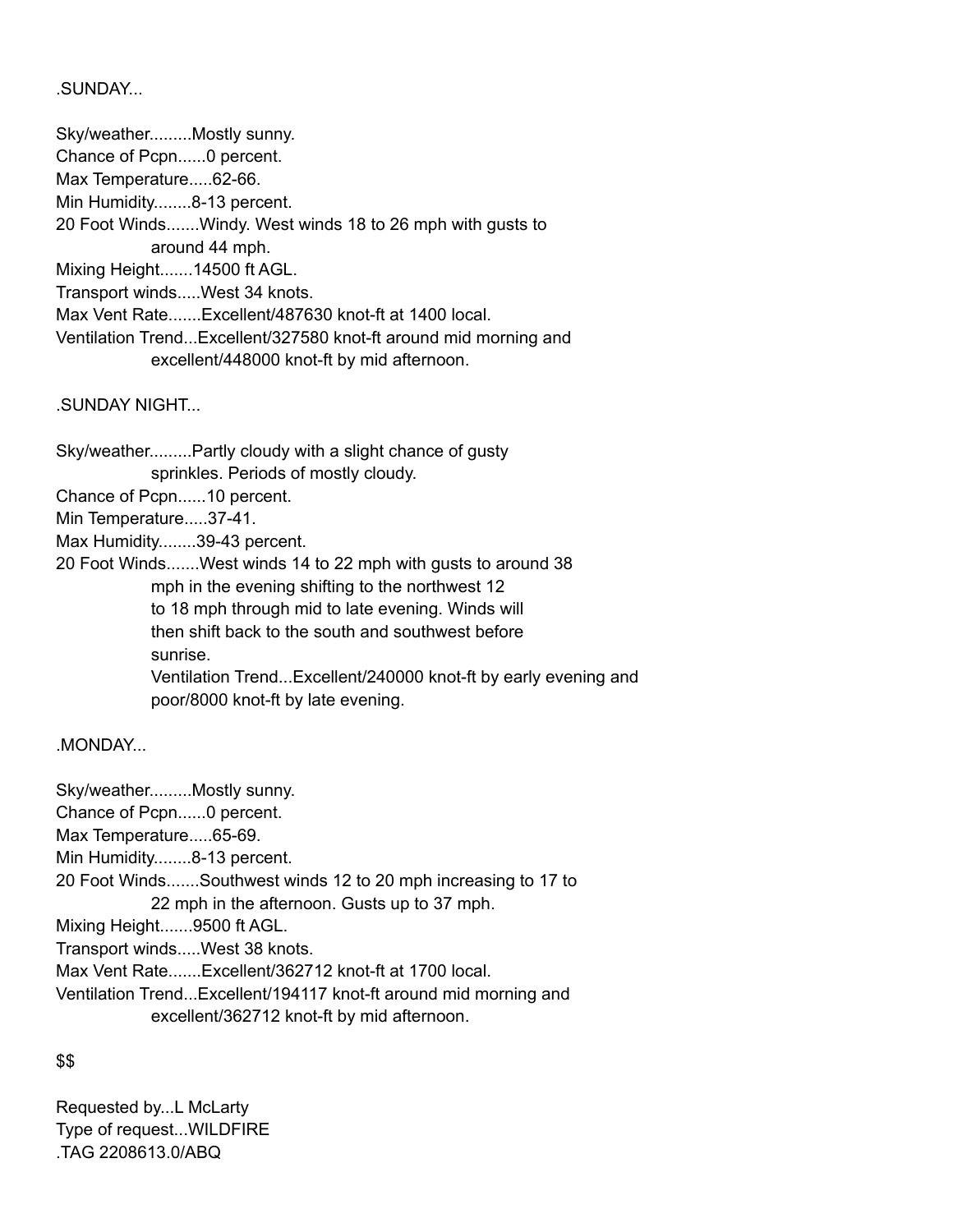.SUNDAY...

Sky/weather.........Mostly sunny.
Chance of Pcpn......0 percent.
Max Temperature.....62-66.
Min Humidity........8-13 percent.
20 Foot Winds.......Windy. West winds 18 to 26 mph with gusts to
    around 44 mph.
Mixing Height.......14500 ft AGL.
Transport winds.....West 34 knots.
Max Vent Rate.......Excellent/487630 knot-ft at 1400 local.
Ventilation Trend...Excellent/327580 knot-ft around mid morning and
    excellent/448000 knot-ft by mid afternoon.

.SUNDAY NIGHT...

Sky/weather.........Partly cloudy with a slight chance of gusty
    sprinkles. Periods of mostly cloudy.
Chance of Pcpn......10 percent.
Min Temperature.....37-41.
Max Humidity........39-43 percent.
20 Foot Winds.......West winds 14 to 22 mph with gusts to around 38
    mph in the evening shifting to the northwest 12
    to 18 mph through mid to late evening. Winds will
    then shift back to the south and southwest before
    sunrise.
    Ventilation Trend...Excellent/240000 knot-ft by early evening and
    poor/8000 knot-ft by late evening.

.MONDAY...

Sky/weather.........Mostly sunny.
Chance of Pcpn......0 percent.
Max Temperature.....65-69.
Min Humidity........8-13 percent.
20 Foot Winds.......Southwest winds 12 to 20 mph increasing to 17 to
    22 mph in the afternoon. Gusts up to 37 mph.
Mixing Height.......9500 ft AGL.
Transport winds.....West 38 knots.
Max Vent Rate.......Excellent/362712 knot-ft at 1700 local.
Ventilation Trend...Excellent/194117 knot-ft around mid morning and
    excellent/362712 knot-ft by mid afternoon.

$$

Requested by...L McLarty
Type of request...WILDFIRE
.TAG 2208613.0/ABQ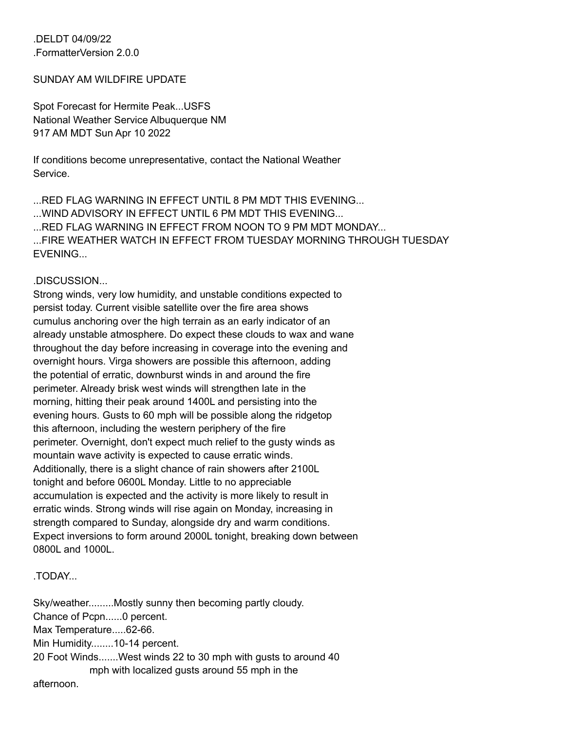.DELDT 04/09/22
.FormatterVersion 2.0.0

SUNDAY AM WILDFIRE UPDATE

Spot Forecast for Hermite Peak...USFS
National Weather Service Albuquerque NM
917 AM MDT Sun Apr 10 2022

If conditions become unrepresentative, contact the National Weather Service.

...RED FLAG WARNING IN EFFECT UNTIL 8 PM MDT THIS EVENING...
...WIND ADVISORY IN EFFECT UNTIL 6 PM MDT THIS EVENING...
...RED FLAG WARNING IN EFFECT FROM NOON TO 9 PM MDT MONDAY...
...FIRE WEATHER WATCH IN EFFECT FROM TUESDAY MORNING THROUGH TUESDAY EVENING...

.DISCUSSION...
Strong winds, very low humidity, and unstable conditions expected to persist today. Current visible satellite over the fire area shows cumulus anchoring over the high terrain as an early indicator of an already unstable atmosphere. Do expect these clouds to wax and wane throughout the day before increasing in coverage into the evening and overnight hours. Virga showers are possible this afternoon, adding the potential of erratic, downburst winds in and around the fire perimeter. Already brisk west winds will strengthen late in the morning, hitting their peak around 1400L and persisting into the evening hours. Gusts to 60 mph will be possible along the ridgetop this afternoon, including the western periphery of the fire perimeter. Overnight, don't expect much relief to the gusty winds as mountain wave activity is expected to cause erratic winds. Additionally, there is a slight chance of rain showers after 2100L tonight and before 0600L Monday. Little to no appreciable accumulation is expected and the activity is more likely to result in erratic winds. Strong winds will rise again on Monday, increasing in strength compared to Sunday, alongside dry and warm conditions. Expect inversions to form around 2000L tonight, breaking down between 0800L and 1000L.

.TODAY...

Sky/weather.........Mostly sunny then becoming partly cloudy.
Chance of Pcpn......0 percent.
Max Temperature.....62-66.
Min Humidity........10-14 percent.
20 Foot Winds.......West winds 22 to 30 mph with gusts to around 40 mph with localized gusts around 55 mph in the afternoon.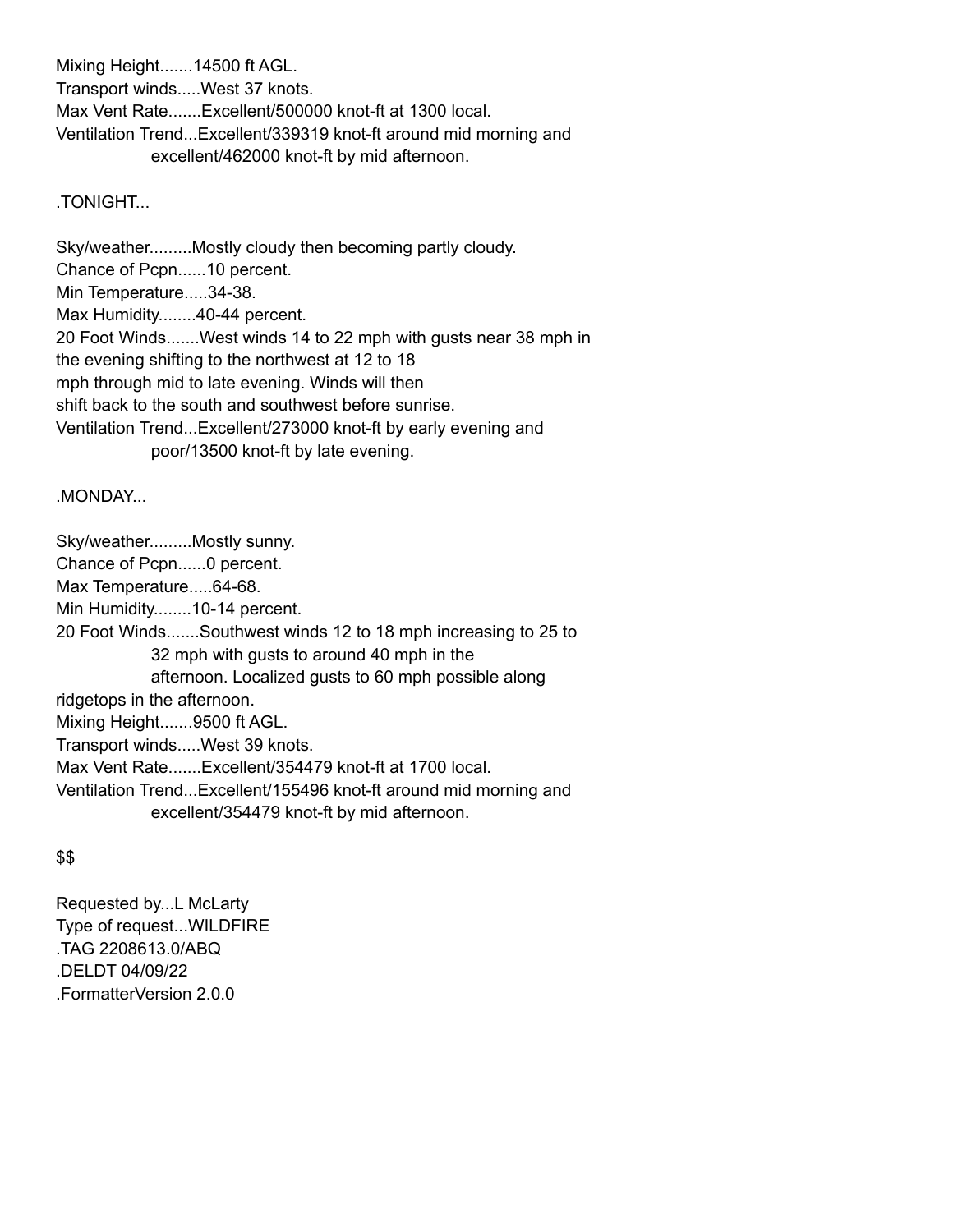Mixing Height.......14500 ft AGL.
Transport winds.....West 37 knots.
Max Vent Rate.......Excellent/500000 knot-ft at 1300 local.
Ventilation Trend...Excellent/339319 knot-ft around mid morning and
excellent/462000 knot-ft by mid afternoon.

.TONIGHT...

Sky/weather.........Mostly cloudy then becoming partly cloudy.
Chance of Pcpn......10 percent.
Min Temperature.....34-38.
Max Humidity........40-44 percent.
20 Foot Winds.......West winds 14 to 22 mph with gusts near 38 mph in
the evening shifting to the northwest at 12 to 18
mph through mid to late evening. Winds will then
shift back to the south and southwest before sunrise.
Ventilation Trend...Excellent/273000 knot-ft by early evening and
poor/13500 knot-ft by late evening.

.MONDAY...

Sky/weather.........Mostly sunny.
Chance of Pcpn......0 percent.
Max Temperature.....64-68.
Min Humidity........10-14 percent.
20 Foot Winds.......Southwest winds 12 to 18 mph increasing to 25 to
32 mph with gusts to around 40 mph in the
afternoon. Localized gusts to 60 mph possible along
ridgetops in the afternoon.
Mixing Height.......9500 ft AGL.
Transport winds.....West 39 knots.
Max Vent Rate.......Excellent/354479 knot-ft at 1700 local.
Ventilation Trend...Excellent/155496 knot-ft around mid morning and
excellent/354479 knot-ft by mid afternoon.

$$

Requested by...L McLarty
Type of request...WILDFIRE
.TAG 2208613.0/ABQ
.DELDT 04/09/22
.FormatterVersion 2.0.0